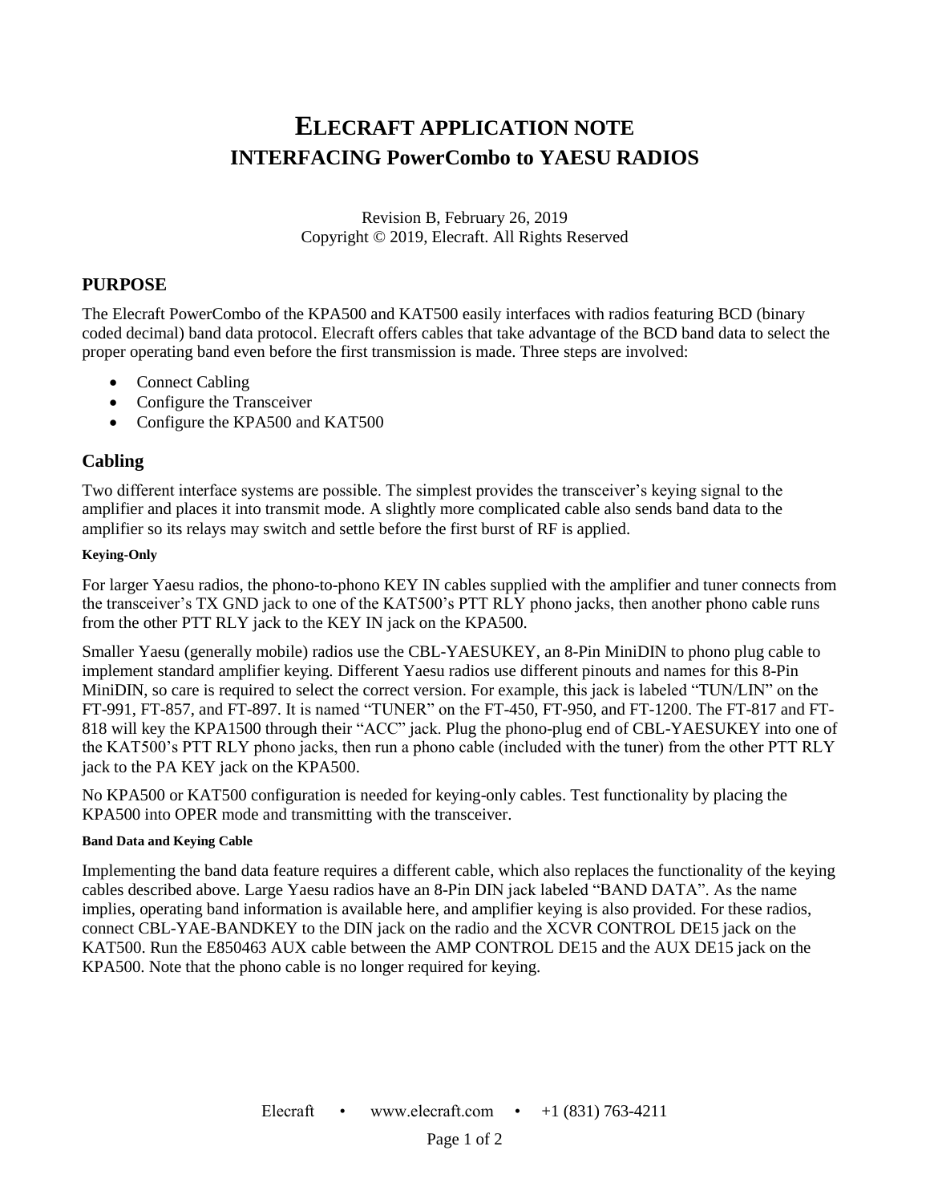# ELECRAFT APPLICATION NOTE
# INTERFACING PowerCombo to YAESU RADIOS

Revision B, February 26, 2019
Copyright © 2019, Elecraft. All Rights Reserved

## PURPOSE

The Elecraft PowerCombo of the KPA500 and KAT500 easily interfaces with radios featuring BCD (binary coded decimal) band data protocol. Elecraft offers cables that take advantage of the BCD band data to select the proper operating band even before the first transmission is made. Three steps are involved:

- Connect Cabling
- Configure the Transceiver
- Configure the KPA500 and KAT500

## Cabling

Two different interface systems are possible. The simplest provides the transceiver's keying signal to the amplifier and places it into transmit mode. A slightly more complicated cable also sends band data to the amplifier so its relays may switch and settle before the first burst of RF is applied.

#### Keying-Only

For larger Yaesu radios, the phono-to-phono KEY IN cables supplied with the amplifier and tuner connects from the transceiver's TX GND jack to one of the KAT500's PTT RLY phono jacks, then another phono cable runs from the other PTT RLY jack to the KEY IN jack on the KPA500.

Smaller Yaesu (generally mobile) radios use the CBL-YAESUKEY, an 8-Pin MiniDIN to phono plug cable to implement standard amplifier keying. Different Yaesu radios use different pinouts and names for this 8-Pin MiniDIN, so care is required to select the correct version. For example, this jack is labeled "TUN/LIN" on the FT-991, FT-857, and FT-897. It is named "TUNER" on the FT-450, FT-950, and FT-1200. The FT-817 and FT-818 will key the KPA1500 through their "ACC" jack. Plug the phono-plug end of CBL-YAESUKEY into one of the KAT500's PTT RLY phono jacks, then run a phono cable (included with the tuner) from the other PTT RLY jack to the PA KEY jack on the KPA500.

No KPA500 or KAT500 configuration is needed for keying-only cables. Test functionality by placing the KPA500 into OPER mode and transmitting with the transceiver.

#### Band Data and Keying Cable

Implementing the band data feature requires a different cable, which also replaces the functionality of the keying cables described above. Large Yaesu radios have an 8-Pin DIN jack labeled "BAND DATA". As the name implies, operating band information is available here, and amplifier keying is also provided. For these radios, connect CBL-YAE-BANDKEY to the DIN jack on the radio and the XCVR CONTROL DE15 jack on the KAT500. Run the E850463 AUX cable between the AMP CONTROL DE15 and the AUX DE15 jack on the KPA500. Note that the phono cable is no longer required for keying.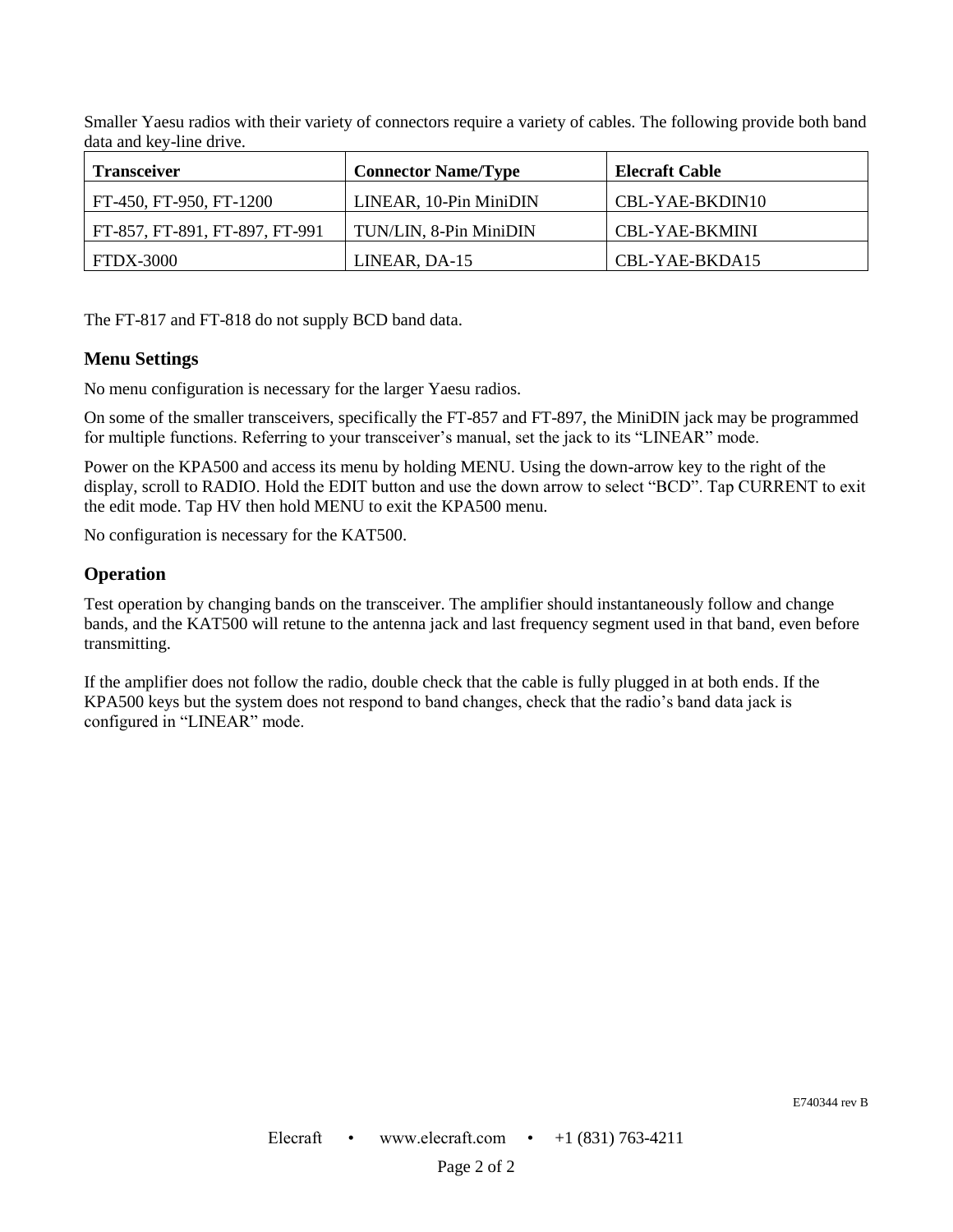Smaller Yaesu radios with their variety of connectors require a variety of cables. The following provide both band data and key-line drive.

| Transceiver | Connector Name/Type | Elecraft Cable |
| --- | --- | --- |
| FT-450, FT-950, FT-1200 | LINEAR, 10-Pin MiniDIN | CBL-YAE-BKDIN10 |
| FT-857, FT-891, FT-897, FT-991 | TUN/LIN, 8-Pin MiniDIN | CBL-YAE-BKMINI |
| FTDX-3000 | LINEAR, DA-15 | CBL-YAE-BKDA15 |

The FT-817 and FT-818 do not supply BCD band data.

## Menu Settings

No menu configuration is necessary for the larger Yaesu radios.

On some of the smaller transceivers, specifically the FT-857 and FT-897, the MiniDIN jack may be programmed for multiple functions. Referring to your transceiver's manual, set the jack to its "LINEAR" mode.

Power on the KPA500 and access its menu by holding MENU. Using the down-arrow key to the right of the display, scroll to RADIO. Hold the EDIT button and use the down arrow to select "BCD". Tap CURRENT to exit the edit mode. Tap HV then hold MENU to exit the KPA500 menu.

No configuration is necessary for the KAT500.

## Operation

Test operation by changing bands on the transceiver. The amplifier should instantaneously follow and change bands, and the KAT500 will retune to the antenna jack and last frequency segment used in that band, even before transmitting.

If the amplifier does not follow the radio, double check that the cable is fully plugged in at both ends. If the KPA500 keys but the system does not respond to band changes, check that the radio's band data jack is configured in "LINEAR" mode.

E740344 rev B